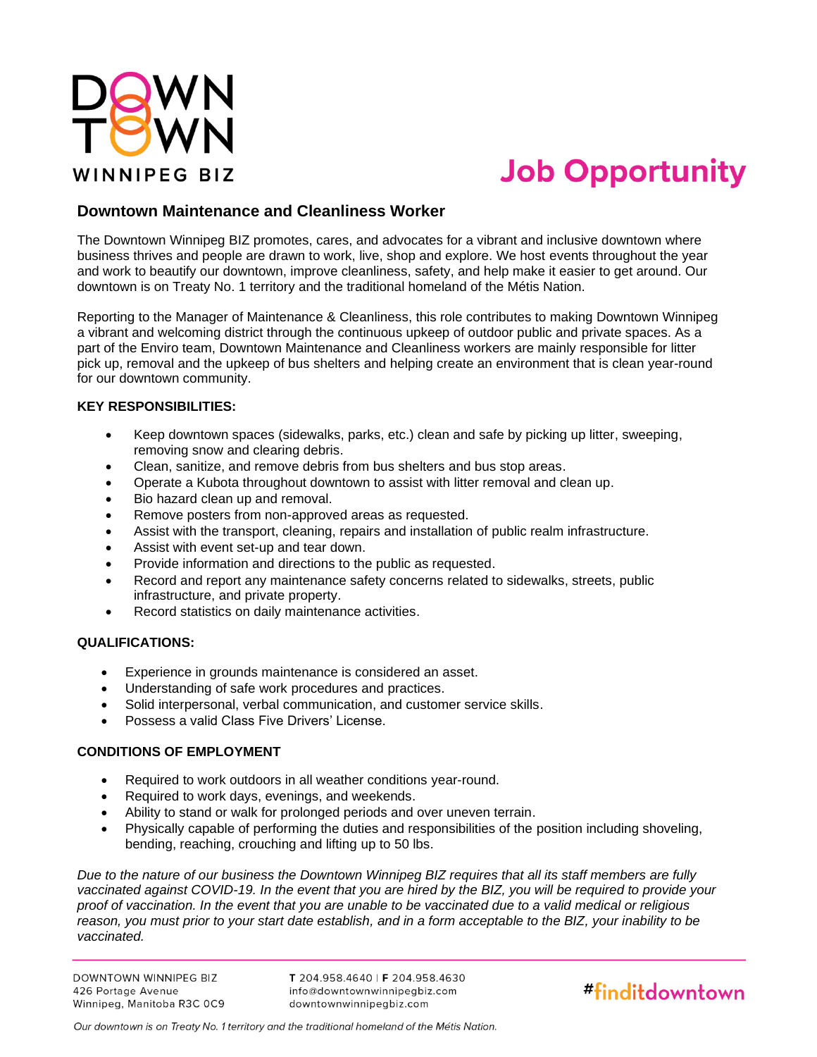DOWNTOWN WINNIPEG BIZ

# Job Opportunity

## Downtown Maintenance and Cleanliness Worker

The Downtown Winnipeg BIZ promotes, cares, and advocates for a vibrant and inclusive downtown where business thrives and people are drawn to work, live, shop and explore. We host events throughout the year and work to beautify our downtown, improve cleanliness, safety, and help make it easier to get around. Our downtown is on Treaty No. 1 territory and the traditional homeland of the Métis Nation.

Reporting to the Manager of Maintenance & Cleanliness, this role contributes to making Downtown Winnipeg a vibrant and welcoming district through the continuous upkeep of outdoor public and private spaces. As a part of the Enviro team, Downtown Maintenance and Cleanliness workers are mainly responsible for litter pick up, removal and the upkeep of bus shelters and helping create an environment that is clean year-round for our downtown community.

### KEY RESPONSIBILITIES:

- Keep downtown spaces (sidewalks, parks, etc.) clean and safe by picking up litter, sweeping, removing snow and clearing debris.
- Clean, sanitize, and remove debris from bus shelters and bus stop areas.
- Operate a Kubota throughout downtown to assist with litter removal and clean up.
- Bio hazard clean up and removal.
- Remove posters from non-approved areas as requested.
- Assist with the transport, cleaning, repairs and installation of public realm infrastructure.
- Assist with event set-up and tear down.
- Provide information and directions to the public as requested.
- Record and report any maintenance safety concerns related to sidewalks, streets, public infrastructure, and private property.
- Record statistics on daily maintenance activities.

### QUALIFICATIONS:

- Experience in grounds maintenance is considered an asset.
- Understanding of safe work procedures and practices.
- Solid interpersonal, verbal communication, and customer service skills.
- Possess a valid Class Five Drivers' License.

### CONDITIONS OF EMPLOYMENT

- Required to work outdoors in all weather conditions year-round.
- Required to work days, evenings, and weekends.
- Ability to stand or walk for prolonged periods and over uneven terrain.
- Physically capable of performing the duties and responsibilities of the position including shoveling, bending, reaching, crouching and lifting up to 50 lbs.

*Due to the nature of our business the Downtown Winnipeg BIZ requires that all its staff members are fully vaccinated against COVID-19. In the event that you are hired by the BIZ, you will be required to provide your proof of vaccination. In the event that you are unable to be vaccinated due to a valid medical or religious reason, you must prior to your start date establish, and in a form acceptable to the BIZ, your inability to be vaccinated.*

DOWNTOWN WINNIPEG BIZ
426 Portage Avenue
Winnipeg, Manitoba R3C 0C9

T 204.958.4640 | F 204.958.4630
info@downtownwinnipegbiz.com
downtownwinnipegbiz.com

#finditdowntown

*Our downtown is on Treaty No. 1 territory and the traditional homeland of the Métis Nation.*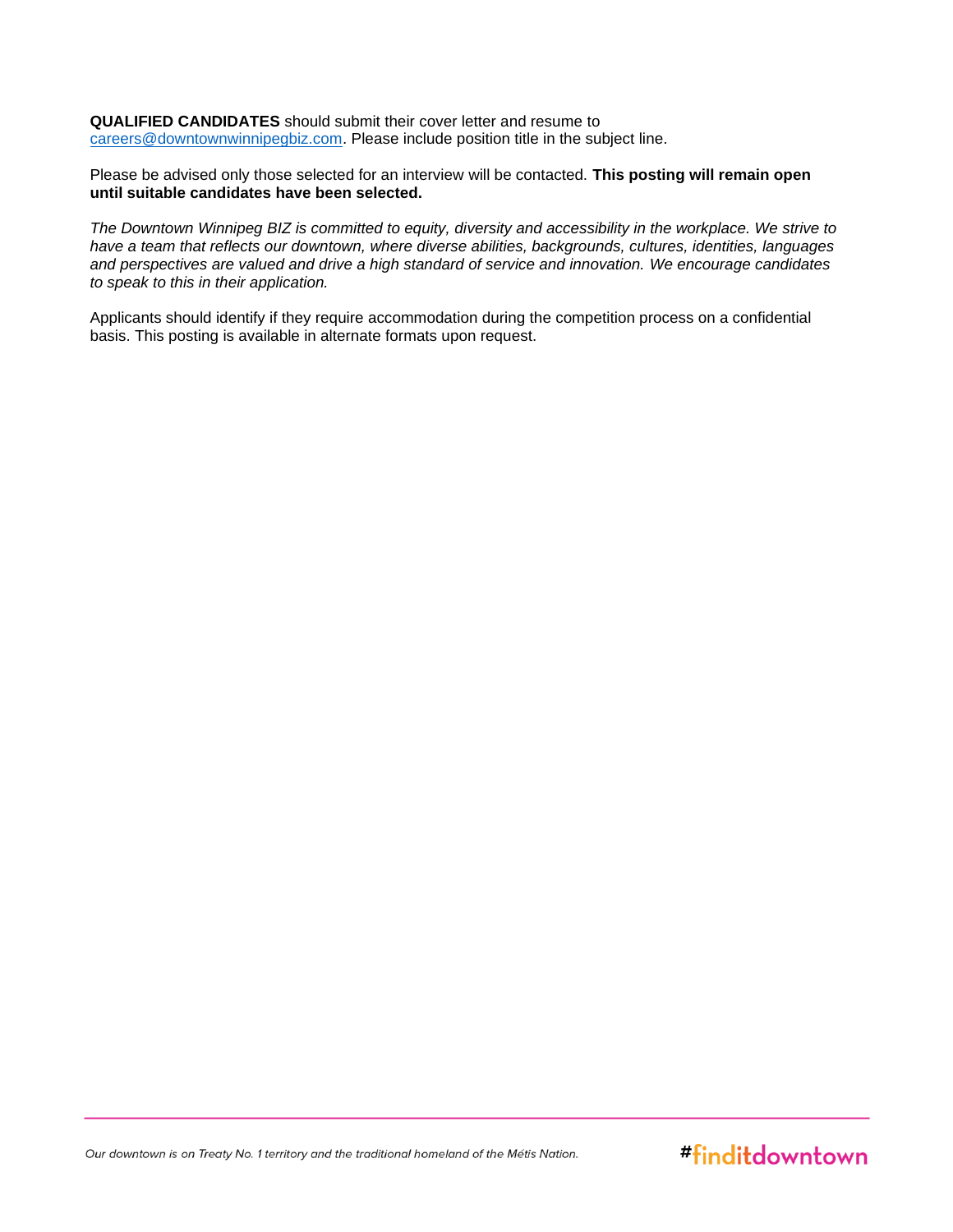**QUALIFIED CANDIDATES** should submit their cover letter and resume to careers@downtownwinnipegbiz.com. Please include position title in the subject line.

Please be advised only those selected for an interview will be contacted. **This posting will remain open until suitable candidates have been selected.**

*The Downtown Winnipeg BIZ is committed to equity, diversity and accessibility in the workplace. We strive to have a team that reflects our downtown, where diverse abilities, backgrounds, cultures, identities, languages and perspectives are valued and drive a high standard of service and innovation. We encourage candidates to speak to this in their application.*

Applicants should identify if they require accommodation during the competition process on a confidential basis. This posting is available in alternate formats upon request.